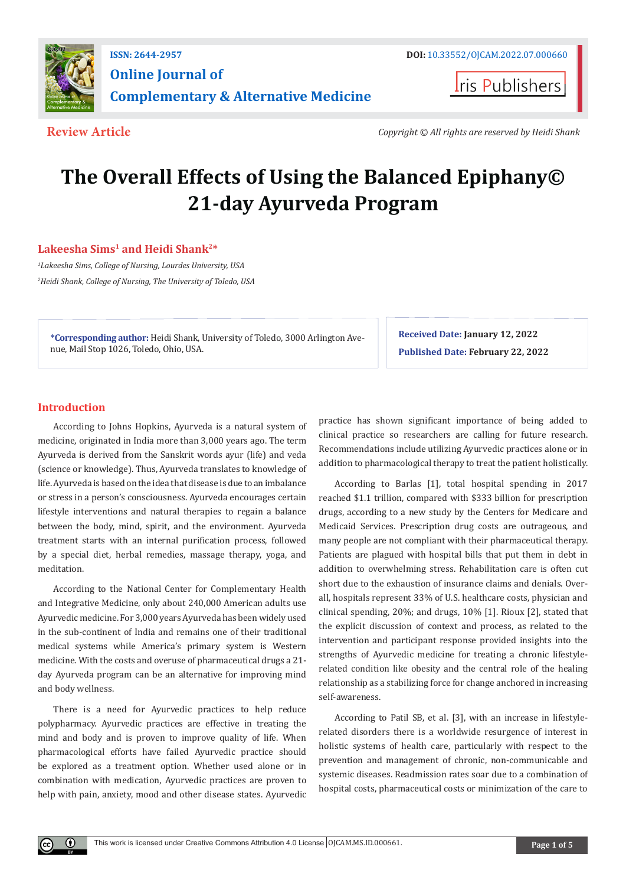Review Article

Copyright © All rights are reserved by Heidi Shank

# The Overall Effects of Using the Balanced Epiphany© 21-day Ayurveda Program

**Lakeesha Sims[1] and Heidi Shank[2]***

[1]*Lakeesha Sims, College of Nursing, Lourdes University, USA*

[2]*Heidi Shank, College of Nursing, The University of Toledo, USA*

**\*Corresponding author:** Heidi Shank, University of Toledo, 3000 Arlington Avenue, Mail Stop 1026, Toledo, Ohio, USA.

**Received Date: January 12, 2022**

**Published Date: February 22, 2022**

## Introduction

According to Johns Hopkins, Ayurveda is a natural system of medicine, originated in India more than 3,000 years ago. The term Ayurveda is derived from the Sanskrit words ayur (life) and veda (science or knowledge). Thus, Ayurveda translates to knowledge of life. Ayurveda is based on the idea that disease is due to an imbalance or stress in a person's consciousness. Ayurveda encourages certain lifestyle interventions and natural therapies to regain a balance between the body, mind, spirit, and the environment. Ayurveda treatment starts with an internal purification process, followed by a special diet, herbal remedies, massage therapy, yoga, and meditation.

According to the National Center for Complementary Health and Integrative Medicine, only about 240,000 American adults use Ayurvedic medicine. For 3,000 years Ayurveda has been widely used in the sub-continent of India and remains one of their traditional medical systems while America's primary system is Western medicine. With the costs and overuse of pharmaceutical drugs a 21-day Ayurveda program can be an alternative for improving mind and body wellness.

There is a need for Ayurvedic practices to help reduce polypharmacy. Ayurvedic practices are effective in treating the mind and body and is proven to improve quality of life. When pharmacological efforts have failed Ayurvedic practice should be explored as a treatment option. Whether used alone or in combination with medication, Ayurvedic practices are proven to help with pain, anxiety, mood and other disease states. Ayurvedic practice has shown significant importance of being added to clinical practice so researchers are calling for future research. Recommendations include utilizing Ayurvedic practices alone or in addition to pharmacological therapy to treat the patient holistically.

According to Barlas [1], total hospital spending in 2017 reached $1.1 trillion, compared with $333 billion for prescription drugs, according to a new study by the Centers for Medicare and Medicaid Services. Prescription drug costs are outrageous, and many people are not compliant with their pharmaceutical therapy. Patients are plagued with hospital bills that put them in debt in addition to overwhelming stress. Rehabilitation care is often cut short due to the exhaustion of insurance claims and denials. Overall, hospitals represent 33% of U.S. healthcare costs, physician and clinical spending, 20%; and drugs, 10% [1]. Rioux [2], stated that the explicit discussion of context and process, as related to the intervention and participant response provided insights into the strengths of Ayurvedic medicine for treating a chronic lifestyle-related condition like obesity and the central role of the healing relationship as a stabilizing force for change anchored in increasing self-awareness.

According to Patil SB, et al. [3], with an increase in lifestyle-related disorders there is a worldwide resurgence of interest in holistic systems of health care, particularly with respect to the prevention and management of chronic, non-communicable and systemic diseases. Readmission rates soar due to a combination of hospital costs, pharmaceutical costs or minimization of the care to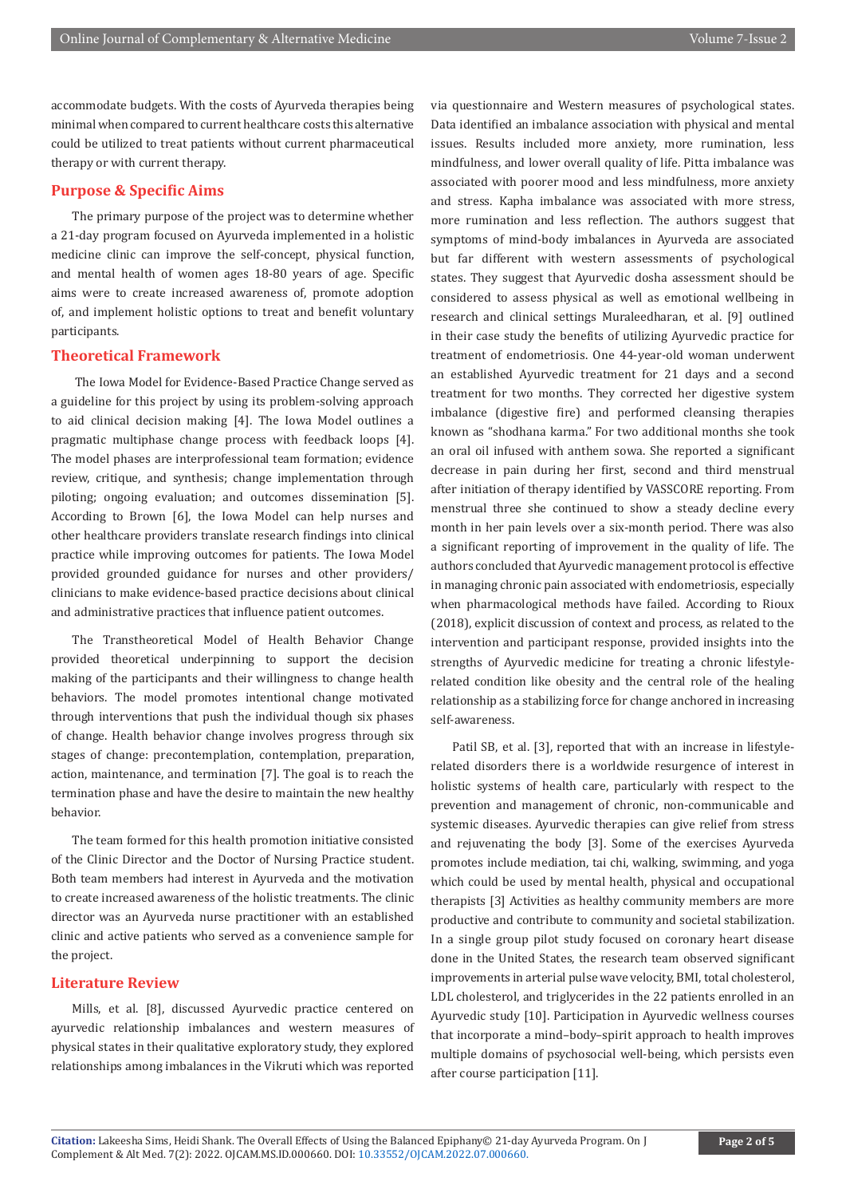accommodate budgets. With the costs of Ayurveda therapies being minimal when compared to current healthcare costs this alternative could be utilized to treat patients without current pharmaceutical therapy or with current therapy.

## Purpose & Specific Aims

The primary purpose of the project was to determine whether a 21-day program focused on Ayurveda implemented in a holistic medicine clinic can improve the self-concept, physical function, and mental health of women ages 18-80 years of age. Specific aims were to create increased awareness of, promote adoption of, and implement holistic options to treat and benefit voluntary participants.

## Theoretical Framework

The Iowa Model for Evidence-Based Practice Change served as a guideline for this project by using its problem-solving approach to aid clinical decision making [4]. The Iowa Model outlines a pragmatic multiphase change process with feedback loops [4]. The model phases are interprofessional team formation; evidence review, critique, and synthesis; change implementation through piloting; ongoing evaluation; and outcomes dissemination [5]. According to Brown [6], the Iowa Model can help nurses and other healthcare providers translate research findings into clinical practice while improving outcomes for patients. The Iowa Model provided grounded guidance for nurses and other providers/clinicians to make evidence-based practice decisions about clinical and administrative practices that influence patient outcomes.

The Transtheoretical Model of Health Behavior Change provided theoretical underpinning to support the decision making of the participants and their willingness to change health behaviors. The model promotes intentional change motivated through interventions that push the individual though six phases of change. Health behavior change involves progress through six stages of change: precontemplation, contemplation, preparation, action, maintenance, and termination [7]. The goal is to reach the termination phase and have the desire to maintain the new healthy behavior.

The team formed for this health promotion initiative consisted of the Clinic Director and the Doctor of Nursing Practice student. Both team members had interest in Ayurveda and the motivation to create increased awareness of the holistic treatments. The clinic director was an Ayurveda nurse practitioner with an established clinic and active patients who served as a convenience sample for the project.

## Literature Review

Mills, et al. [8], discussed Ayurvedic practice centered on ayurvedic relationship imbalances and western measures of physical states in their qualitative exploratory study, they explored relationships among imbalances in the Vikruti which was reported via questionnaire and Western measures of psychological states. Data identified an imbalance association with physical and mental issues. Results included more anxiety, more rumination, less mindfulness, and lower overall quality of life. Pitta imbalance was associated with poorer mood and less mindfulness, more anxiety and stress. Kapha imbalance was associated with more stress, more rumination and less reflection. The authors suggest that symptoms of mind-body imbalances in Ayurveda are associated but far different with western assessments of psychological states. They suggest that Ayurvedic dosha assessment should be considered to assess physical as well as emotional wellbeing in research and clinical settings Muraleedharan, et al. [9] outlined in their case study the benefits of utilizing Ayurvedic practice for treatment of endometriosis. One 44-year-old woman underwent an established Ayurvedic treatment for 21 days and a second treatment for two months. They corrected her digestive system imbalance (digestive fire) and performed cleansing therapies known as "shodhana karma." For two additional months she took an oral oil infused with anthem sowa. She reported a significant decrease in pain during her first, second and third menstrual after initiation of therapy identified by VASSCORE reporting. From menstrual three she continued to show a steady decline every month in her pain levels over a six-month period. There was also a significant reporting of improvement in the quality of life. The authors concluded that Ayurvedic management protocol is effective in managing chronic pain associated with endometriosis, especially when pharmacological methods have failed. According to Rioux (2018), explicit discussion of context and process, as related to the intervention and participant response, provided insights into the strengths of Ayurvedic medicine for treating a chronic lifestyle-related condition like obesity and the central role of the healing relationship as a stabilizing force for change anchored in increasing self-awareness.

Patil SB, et al. [3], reported that with an increase in lifestyle-related disorders there is a worldwide resurgence of interest in holistic systems of health care, particularly with respect to the prevention and management of chronic, non-communicable and systemic diseases. Ayurvedic therapies can give relief from stress and rejuvenating the body [3]. Some of the exercises Ayurveda promotes include mediation, tai chi, walking, swimming, and yoga which could be used by mental health, physical and occupational therapists [3] Activities as healthy community members are more productive and contribute to community and societal stabilization. In a single group pilot study focused on coronary heart disease done in the United States, the research team observed significant improvements in arterial pulse wave velocity, BMI, total cholesterol, LDL cholesterol, and triglycerides in the 22 patients enrolled in an Ayurvedic study [10]. Participation in Ayurvedic wellness courses that incorporate a mind–body–spirit approach to health improves multiple domains of psychosocial well-being, which persists even after course participation [11].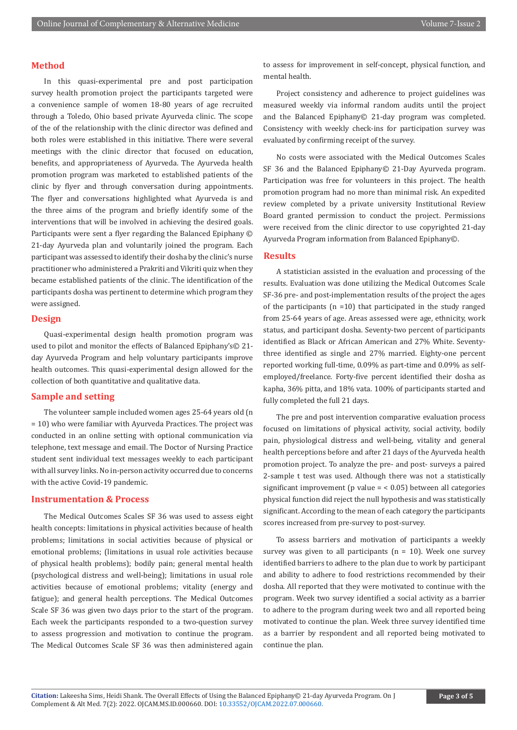## Method

In this quasi-experimental pre and post participation survey health promotion project the participants targeted were a convenience sample of women 18-80 years of age recruited through a Toledo, Ohio based private Ayurveda clinic. The scope of the of the relationship with the clinic director was defined and both roles were established in this initiative. There were several meetings with the clinic director that focused on education, benefits, and appropriateness of Ayurveda. The Ayurveda health promotion program was marketed to established patients of the clinic by flyer and through conversation during appointments. The flyer and conversations highlighted what Ayurveda is and the three aims of the program and briefly identify some of the interventions that will be involved in achieving the desired goals. Participants were sent a flyer regarding the Balanced Epiphany © 21-day Ayurveda plan and voluntarily joined the program. Each participant was assessed to identify their dosha by the clinic's nurse practitioner who administered a Prakriti and Vikriti quiz when they became established patients of the clinic. The identification of the participants dosha was pertinent to determine which program they were assigned.

## Design

Quasi-experimental design health promotion program was used to pilot and monitor the effects of Balanced Epiphany's© 21-day Ayurveda Program and help voluntary participants improve health outcomes. This quasi-experimental design allowed for the collection of both quantitative and qualitative data.

## Sample and setting

The volunteer sample included women ages 25-64 years old (n = 10) who were familiar with Ayurveda Practices. The project was conducted in an online setting with optional communication via telephone, text message and email. The Doctor of Nursing Practice student sent individual text messages weekly to each participant with all survey links. No in-person activity occurred due to concerns with the active Covid-19 pandemic.

## Instrumentation & Process

The Medical Outcomes Scales SF 36 was used to assess eight health concepts: limitations in physical activities because of health problems; limitations in social activities because of physical or emotional problems; (limitations in usual role activities because of physical health problems); bodily pain; general mental health (psychological distress and well-being); limitations in usual role activities because of emotional problems; vitality (energy and fatigue); and general health perceptions. The Medical Outcomes Scale SF 36 was given two days prior to the start of the program. Each week the participants responded to a two-question survey to assess progression and motivation to continue the program. The Medical Outcomes Scale SF 36 was then administered again to assess for improvement in self-concept, physical function, and mental health.

Project consistency and adherence to project guidelines was measured weekly via informal random audits until the project and the Balanced Epiphany© 21-day program was completed. Consistency with weekly check-ins for participation survey was evaluated by confirming receipt of the survey.

No costs were associated with the Medical Outcomes Scales SF 36 and the Balanced Epiphany© 21-Day Ayurveda program. Participation was free for volunteers in this project. The health promotion program had no more than minimal risk. An expedited review completed by a private university Institutional Review Board granted permission to conduct the project. Permissions were received from the clinic director to use copyrighted 21-day Ayurveda Program information from Balanced Epiphany©.

## Results

A statistician assisted in the evaluation and processing of the results. Evaluation was done utilizing the Medical Outcomes Scale SF-36 pre- and post-implementation results of the project the ages of the participants (n =10) that participated in the study ranged from 25-64 years of age. Areas assessed were age, ethnicity, work status, and participant dosha. Seventy-two percent of participants identified as Black or African American and 27% White. Seventy-three identified as single and 27% married. Eighty-one percent reported working full-time, 0.09% as part-time and 0.09% as self-employed/freelance. Forty-five percent identified their dosha as kapha, 36% pitta, and 18% vata. 100% of participants started and fully completed the full 21 days.

The pre and post intervention comparative evaluation process focused on limitations of physical activity, social activity, bodily pain, physiological distress and well-being, vitality and general health perceptions before and after 21 days of the Ayurveda health promotion project. To analyze the pre- and post- surveys a paired 2-sample t test was used. Although there was not a statistically significant improvement (p value = < 0.05) between all categories physical function did reject the null hypothesis and was statistically significant. According to the mean of each category the participants scores increased from pre-survey to post-survey.

To assess barriers and motivation of participants a weekly survey was given to all participants (n = 10). Week one survey identified barriers to adhere to the plan due to work by participant and ability to adhere to food restrictions recommended by their dosha. All reported that they were motivated to continue with the program. Week two survey identified a social activity as a barrier to adhere to the program during week two and all reported being motivated to continue the plan. Week three survey identified time as a barrier by respondent and all reported being motivated to continue the plan.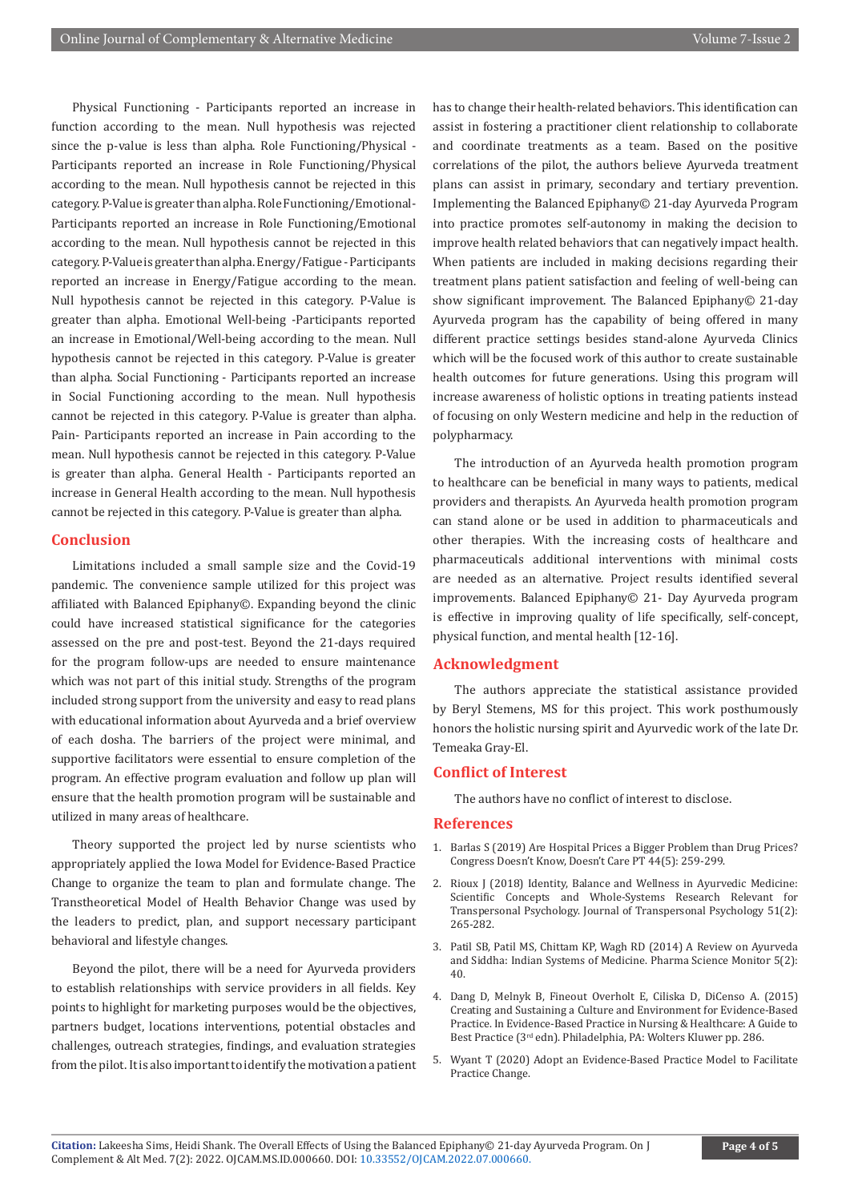Physical Functioning - Participants reported an increase in function according to the mean. Null hypothesis was rejected since the p-value is less than alpha. Role Functioning/Physical - Participants reported an increase in Role Functioning/Physical according to the mean. Null hypothesis cannot be rejected in this category. P-Value is greater than alpha. Role Functioning/Emotional-Participants reported an increase in Role Functioning/Emotional according to the mean. Null hypothesis cannot be rejected in this category. P-Value is greater than alpha. Energy/Fatigue - Participants reported an increase in Energy/Fatigue according to the mean. Null hypothesis cannot be rejected in this category. P-Value is greater than alpha. Emotional Well-being -Participants reported an increase in Emotional/Well-being according to the mean. Null hypothesis cannot be rejected in this category. P-Value is greater than alpha. Social Functioning - Participants reported an increase in Social Functioning according to the mean. Null hypothesis cannot be rejected in this category. P-Value is greater than alpha. Pain- Participants reported an increase in Pain according to the mean. Null hypothesis cannot be rejected in this category. P-Value is greater than alpha. General Health - Participants reported an increase in General Health according to the mean. Null hypothesis cannot be rejected in this category. P-Value is greater than alpha.

## Conclusion

Limitations included a small sample size and the Covid-19 pandemic. The convenience sample utilized for this project was affiliated with Balanced Epiphany©. Expanding beyond the clinic could have increased statistical significance for the categories assessed on the pre and post-test. Beyond the 21-days required for the program follow-ups are needed to ensure maintenance which was not part of this initial study. Strengths of the program included strong support from the university and easy to read plans with educational information about Ayurveda and a brief overview of each dosha. The barriers of the project were minimal, and supportive facilitators were essential to ensure completion of the program. An effective program evaluation and follow up plan will ensure that the health promotion program will be sustainable and utilized in many areas of healthcare.

Theory supported the project led by nurse scientists who appropriately applied the Iowa Model for Evidence-Based Practice Change to organize the team to plan and formulate change. The Transtheoretical Model of Health Behavior Change was used by the leaders to predict, plan, and support necessary participant behavioral and lifestyle changes.

Beyond the pilot, there will be a need for Ayurveda providers to establish relationships with service providers in all fields. Key points to highlight for marketing purposes would be the objectives, partners budget, locations interventions, potential obstacles and challenges, outreach strategies, findings, and evaluation strategies from the pilot. It is also important to identify the motivation a patient has to change their health-related behaviors. This identification can assist in fostering a practitioner client relationship to collaborate and coordinate treatments as a team. Based on the positive correlations of the pilot, the authors believe Ayurveda treatment plans can assist in primary, secondary and tertiary prevention. Implementing the Balanced Epiphany© 21-day Ayurveda Program into practice promotes self-autonomy in making the decision to improve health related behaviors that can negatively impact health. When patients are included in making decisions regarding their treatment plans patient satisfaction and feeling of well-being can show significant improvement. The Balanced Epiphany© 21-day Ayurveda program has the capability of being offered in many different practice settings besides stand-alone Ayurveda Clinics which will be the focused work of this author to create sustainable health outcomes for future generations. Using this program will increase awareness of holistic options in treating patients instead of focusing on only Western medicine and help in the reduction of polypharmacy.

The introduction of an Ayurveda health promotion program to healthcare can be beneficial in many ways to patients, medical providers and therapists. An Ayurveda health promotion program can stand alone or be used in addition to pharmaceuticals and other therapies. With the increasing costs of healthcare and pharmaceuticals additional interventions with minimal costs are needed as an alternative. Project results identified several improvements. Balanced Epiphany© 21- Day Ayurveda program is effective in improving quality of life specifically, self-concept, physical function, and mental health [12-16].

## Acknowledgment

The authors appreciate the statistical assistance provided by Beryl Stemens, MS for this project. This work posthumously honors the holistic nursing spirit and Ayurvedic work of the late Dr. Temeaka Gray-El.

## Conflict of Interest

The authors have no conflict of interest to disclose.

## References

1. Barlas S (2019) Are Hospital Prices a Bigger Problem than Drug Prices? Congress Doesn't Know, Doesn't Care PT 44(5): 259-299.
2. Rioux J (2018) Identity, Balance and Wellness in Ayurvedic Medicine: Scientific Concepts and Whole-Systems Research Relevant for Transpersonal Psychology. Journal of Transpersonal Psychology 51(2): 265-282.
3. Patil SB, Patil MS, Chittam KP, Wagh RD (2014) A Review on Ayurveda and Siddha: Indian Systems of Medicine. Pharma Science Monitor 5(2): 40.
4. Dang D, Melnyk B, Fineout Overholt E, Ciliska D, DiCenso A. (2015) Creating and Sustaining a Culture and Environment for Evidence-Based Practice. In Evidence-Based Practice in Nursing & Healthcare: A Guide to Best Practice (3rd edn). Philadelphia, PA: Wolters Kluwer pp. 286.
5. Wyant T (2020) Adopt an Evidence-Based Practice Model to Facilitate Practice Change.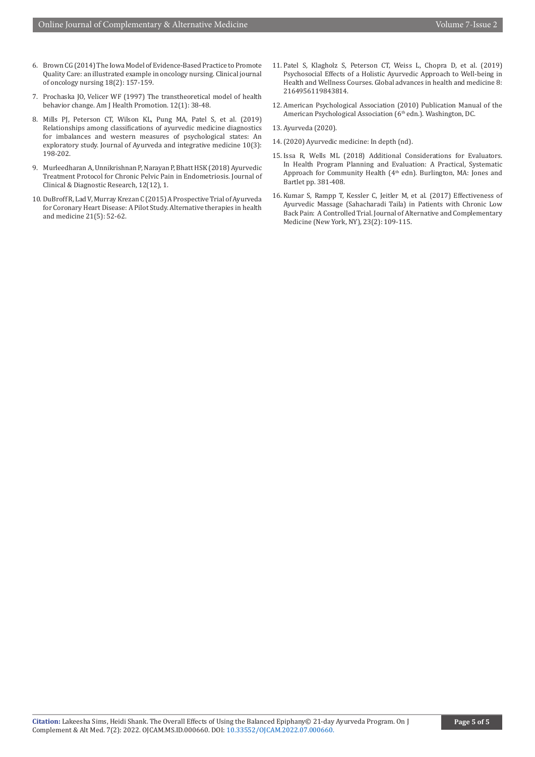6. Brown CG (2014) The Iowa Model of Evidence-Based Practice to Promote Quality Care: an illustrated example in oncology nursing. Clinical journal of oncology nursing 18(2): 157-159.
7. Prochaska JO, Velicer WF (1997) The transtheoretical model of health behavior change. Am J Health Promotion. 12(1): 38-48.
8. Mills PJ, Peterson CT, Wilson KL, Pung MA, Patel S, et al. (2019) Relationships among classifications of ayurvedic medicine diagnostics for imbalances and western measures of psychological states: An exploratory study. Journal of Ayurveda and integrative medicine 10(3): 198-202.
9. Murleedharan A, Unnikrishnan P, Narayan P, Bhatt HSK (2018) Ayurvedic Treatment Protocol for Chronic Pelvic Pain in Endometriosis. Journal of Clinical & Diagnostic Research, 12(12), 1.
10. DuBroff R, Lad V, Murray Krezan C (2015) A Prospective Trial of Ayurveda for Coronary Heart Disease: A Pilot Study. Alternative therapies in health and medicine 21(5): 52-62.
11. Patel S, Klagholz S, Peterson CT, Weiss L, Chopra D, et al. (2019) Psychosocial Effects of a Holistic Ayurvedic Approach to Well-being in Health and Wellness Courses. Global advances in health and medicine 8: 2164956119843814.
12. American Psychological Association (2010) Publication Manual of the American Psychological Association (6th edn.). Washington, DC.
13. Ayurveda (2020).
14. (2020) Ayurvedic medicine: In depth (nd).
15. Issa R, Wells ML (2018) Additional Considerations for Evaluators. In Health Program Planning and Evaluation: A Practical, Systematic Approach for Community Health (4th edn). Burlington, MA: Jones and Bartlet pp. 381-408.
16. Kumar S, Rampp T, Kessler C, Jeitler M, et al. (2017) Effectiveness of Ayurvedic Massage (Sahacharadi Taila) in Patients with Chronic Low Back Pain: A Controlled Trial. Journal of Alternative and Complementary Medicine (New York, NY), 23(2): 109-115.